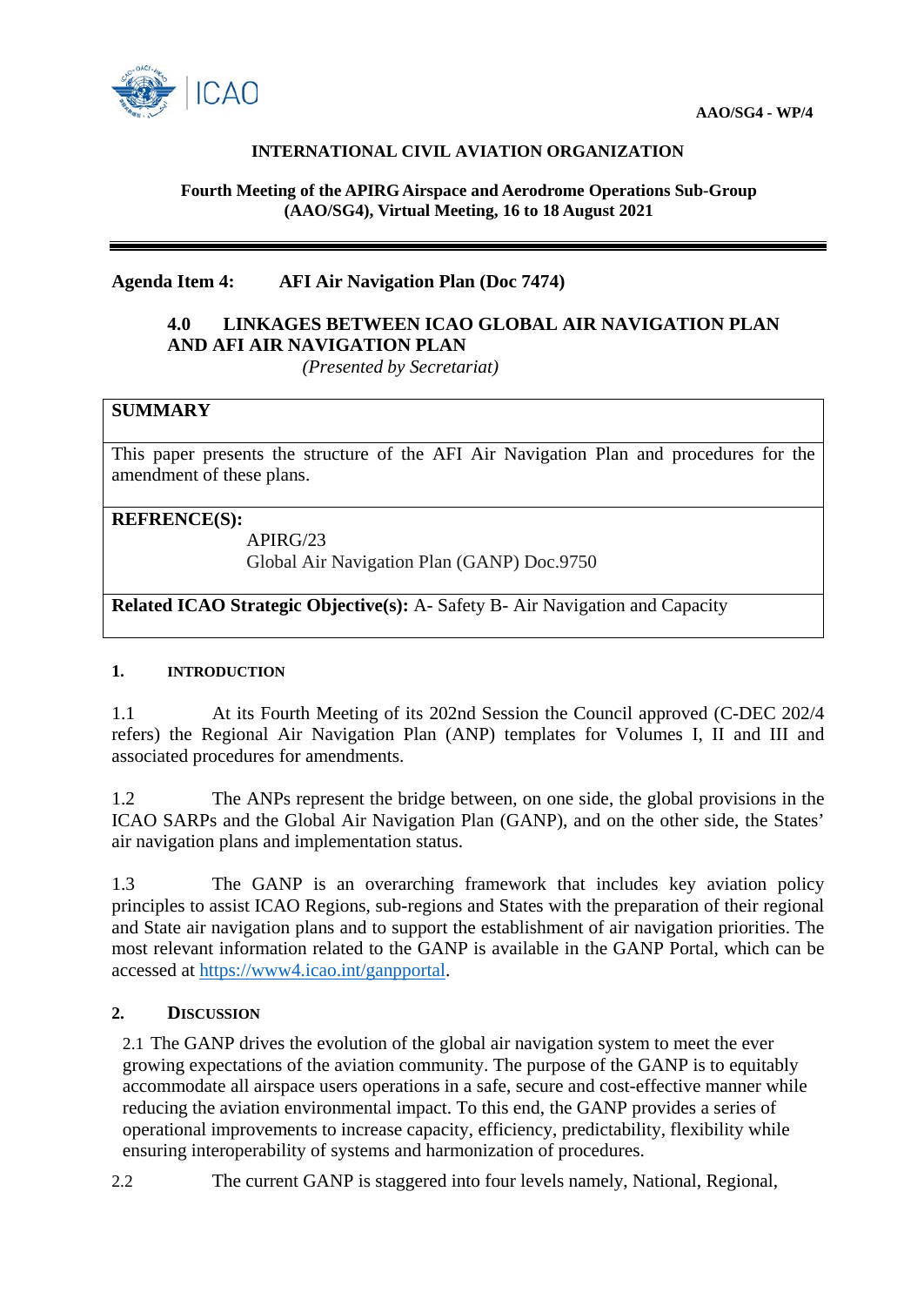**AAO/SG4 - WP/4**

**INTERNATIONAL CIVIL AVIATION ORGANIZATION**

**Fourth Meeting of the APIRG Airspace and Aerodrome Operations Sub-Group (AAO/SG4), Virtual Meeting, 16 to 18 August 2021**

---

**Agenda Item 4: AFI Air Navigation Plan (Doc 7474)**

## 4.0 LINKAGES BETWEEN ICAO GLOBAL AIR NAVIGATION PLAN AND AFI AIR NAVIGATION PLAN

*(Presented by Secretariat)*

| **SUMMARY** |
| --- |
| This paper presents the structure of the AFI Air Navigation Plan and procedures for the amendment of these plans. |
| **REFRENCE(S):**<br>APIRG/23<br>Global Air Navigation Plan (GANP) Doc.9750 |
| **Related ICAO Strategic Objective(s):** A- Safety B- Air Navigation and Capacity |

### 1. INTRODUCTION

1.1 At its Fourth Meeting of its 202nd Session the Council approved (C-DEC 202/4 refers) the Regional Air Navigation Plan (ANP) templates for Volumes I, II and III and associated procedures for amendments.

1.2 The ANPs represent the bridge between, on one side, the global provisions in the ICAO SARPs and the Global Air Navigation Plan (GANP), and on the other side, the States' air navigation plans and implementation status.

1.3 The GANP is an overarching framework that includes key aviation policy principles to assist ICAO Regions, sub-regions and States with the preparation of their regional and State air navigation plans and to support the establishment of air navigation priorities. The most relevant information related to the GANP is available in the GANP Portal, which can be accessed at https://www4.icao.int/ganpportal.

### 2. DISCUSSION

2.1 The GANP drives the evolution of the global air navigation system to meet the ever growing expectations of the aviation community. The purpose of the GANP is to equitably accommodate all airspace users operations in a safe, secure and cost-effective manner while reducing the aviation environmental impact. To this end, the GANP provides a series of operational improvements to increase capacity, efficiency, predictability, flexibility while ensuring interoperability of systems and harmonization of procedures.

2.2 The current GANP is staggered into four levels namely, National, Regional,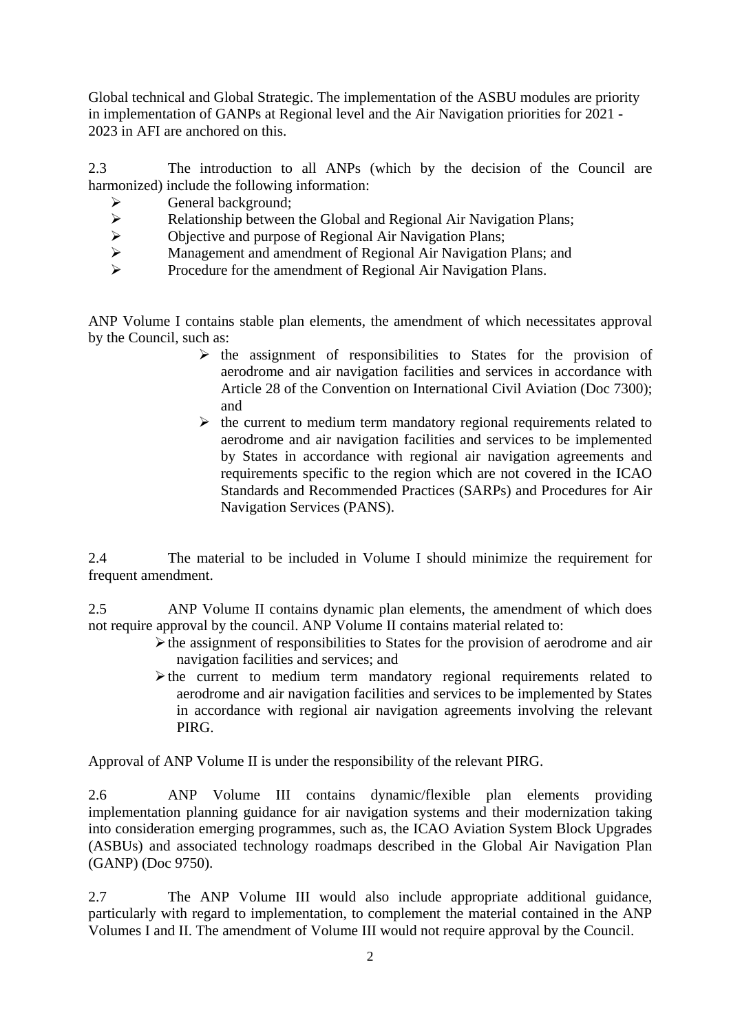Global technical and Global Strategic. The implementation of the ASBU modules are priority in implementation of GANPs at Regional level and the Air Navigation priorities for 2021 - 2023 in AFI are anchored on this.

2.3 The introduction to all ANPs (which by the decision of the Council are harmonized) include the following information:

- General background;
- Relationship between the Global and Regional Air Navigation Plans;
- Objective and purpose of Regional Air Navigation Plans;
- Management and amendment of Regional Air Navigation Plans; and
- Procedure for the amendment of Regional Air Navigation Plans.

ANP Volume I contains stable plan elements, the amendment of which necessitates approval by the Council, such as:

- the assignment of responsibilities to States for the provision of aerodrome and air navigation facilities and services in accordance with Article 28 of the Convention on International Civil Aviation (Doc 7300); and
- the current to medium term mandatory regional requirements related to aerodrome and air navigation facilities and services to be implemented by States in accordance with regional air navigation agreements and requirements specific to the region which are not covered in the ICAO Standards and Recommended Practices (SARPs) and Procedures for Air Navigation Services (PANS).

2.4 The material to be included in Volume I should minimize the requirement for frequent amendment.

2.5 ANP Volume II contains dynamic plan elements, the amendment of which does not require approval by the council. ANP Volume II contains material related to:

- the assignment of responsibilities to States for the provision of aerodrome and air navigation facilities and services; and
- the current to medium term mandatory regional requirements related to aerodrome and air navigation facilities and services to be implemented by States in accordance with regional air navigation agreements involving the relevant PIRG.

Approval of ANP Volume II is under the responsibility of the relevant PIRG.

2.6 ANP Volume III contains dynamic/flexible plan elements providing implementation planning guidance for air navigation systems and their modernization taking into consideration emerging programmes, such as, the ICAO Aviation System Block Upgrades (ASBUs) and associated technology roadmaps described in the Global Air Navigation Plan (GANP) (Doc 9750).

2.7 The ANP Volume III would also include appropriate additional guidance, particularly with regard to implementation, to complement the material contained in the ANP Volumes I and II. The amendment of Volume III would not require approval by the Council.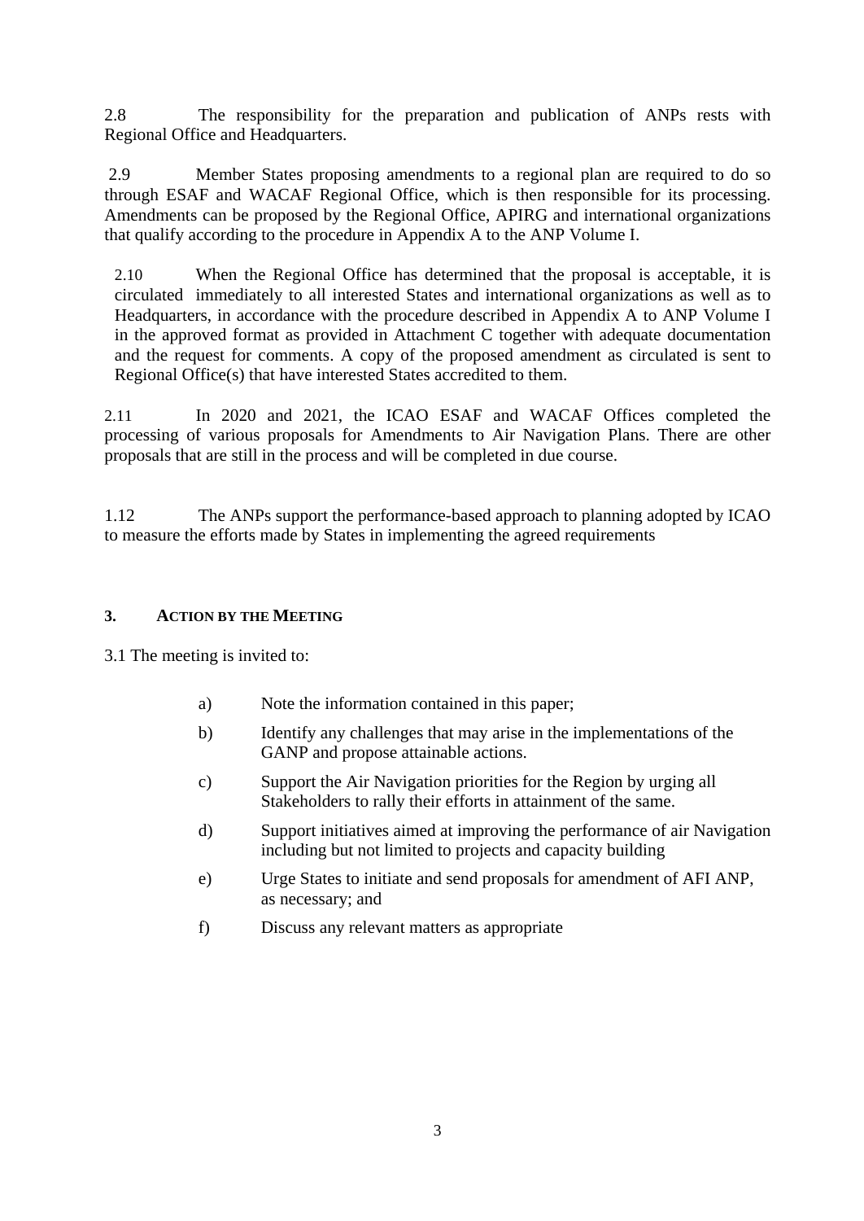2.8 The responsibility for the preparation and publication of ANPs rests with Regional Office and Headquarters.

2.9 Member States proposing amendments to a regional plan are required to do so through ESAF and WACAF Regional Office, which is then responsible for its processing. Amendments can be proposed by the Regional Office, APIRG and international organizations that qualify according to the procedure in Appendix A to the ANP Volume I.

2.10 When the Regional Office has determined that the proposal is acceptable, it is circulated immediately to all interested States and international organizations as well as to Headquarters, in accordance with the procedure described in Appendix A to ANP Volume I in the approved format as provided in Attachment C together with adequate documentation and the request for comments. A copy of the proposed amendment as circulated is sent to Regional Office(s) that have interested States accredited to them.

2.11 In 2020 and 2021, the ICAO ESAF and WACAF Offices completed the processing of various proposals for Amendments to Air Navigation Plans. There are other proposals that are still in the process and will be completed in due course.

1.12 The ANPs support the performance-based approach to planning adopted by ICAO to measure the efforts made by States in implementing the agreed requirements

## 3. ACTION BY THE MEETING

3.1 The meeting is invited to:

a) Note the information contained in this paper;

b) Identify any challenges that may arise in the implementations of the GANP and propose attainable actions.

c) Support the Air Navigation priorities for the Region by urging all Stakeholders to rally their efforts in attainment of the same.

d) Support initiatives aimed at improving the performance of air Navigation including but not limited to projects and capacity building

e) Urge States to initiate and send proposals for amendment of AFI ANP, as necessary; and

f) Discuss any relevant matters as appropriate